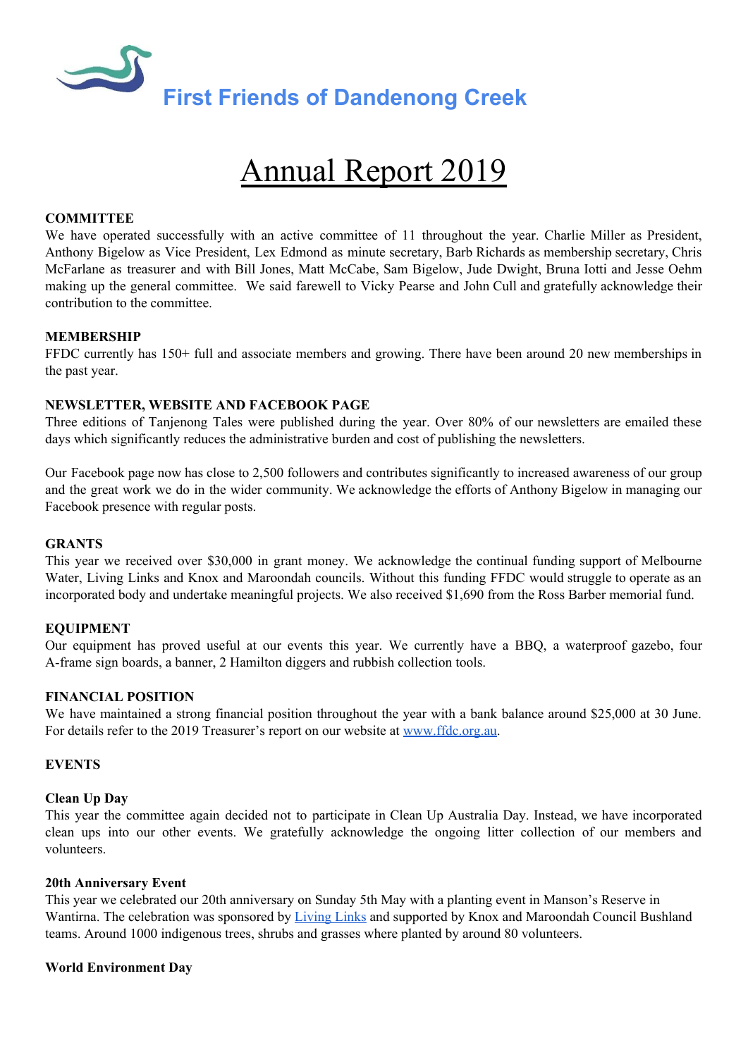# First Friends of Dandenong Creek

# Annual Report 2019

**COMMITTEE**

We have operated successfully with an active committee of 11 throughout the year. Charlie Miller as President, Anthony Bigelow as Vice President, Lex Edmond as minute secretary, Barb Richards as membership secretary, Chris McFarlane as treasurer and with Bill Jones, Matt McCabe, Sam Bigelow, Jude Dwight, Bruna Iotti and Jesse Oehm making up the general committee. We said farewell to Vicky Pearse and John Cull and gratefully acknowledge their contribution to the committee.

**MEMBERSHIP**

FFDC currently has 150+ full and associate members and growing. There have been around 20 new memberships in the past year.

**NEWSLETTER, WEBSITE AND FACEBOOK PAGE**

Three editions of Tanjenong Tales were published during the year. Over 80% of our newsletters are emailed these days which significantly reduces the administrative burden and cost of publishing the newsletters.

Our Facebook page now has close to 2,500 followers and contributes significantly to increased awareness of our group and the great work we do in the wider community. We acknowledge the efforts of Anthony Bigelow in managing our Facebook presence with regular posts.

**GRANTS**

This year we received over $30,000 in grant money. We acknowledge the continual funding support of Melbourne Water, Living Links and Knox and Maroondah councils. Without this funding FFDC would struggle to operate as an incorporated body and undertake meaningful projects. We also received $1,690 from the Ross Barber memorial fund.

**EQUIPMENT**

Our equipment has proved useful at our events this year. We currently have a BBQ, a waterproof gazebo, four A-frame sign boards, a banner, 2 Hamilton diggers and rubbish collection tools.

**FINANCIAL POSITION**

We have maintained a strong financial position throughout the year with a bank balance around $25,000 at 30 June. For details refer to the 2019 Treasurer's report on our website at [www.ffdc.org.au](http://www.ffdc.org.au).

**EVENTS**

**Clean Up Day**

This year the committee again decided not to participate in Clean Up Australia Day. Instead, we have incorporated clean ups into our other events. We gratefully acknowledge the ongoing litter collection of our members and volunteers.

**20th Anniversary Event**

This year we celebrated our 20th anniversary on Sunday 5th May with a planting event in Manson's Reserve in Wantirna. The celebration was sponsored by [Living Links](#) and supported by Knox and Maroondah Council Bushland teams. Around 1000 indigenous trees, shrubs and grasses where planted by around 80 volunteers.

**World Environment Day**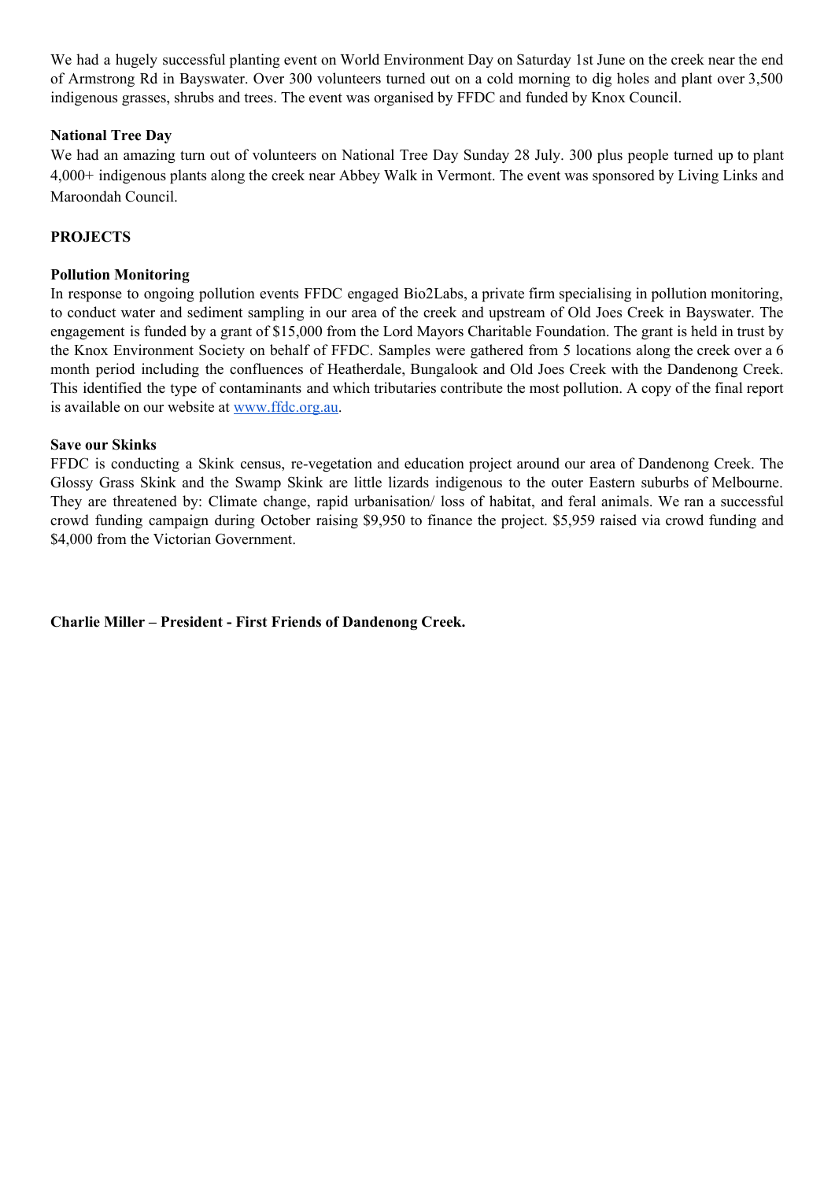We had a hugely successful planting event on World Environment Day on Saturday 1st June on the creek near the end of Armstrong Rd in Bayswater. Over 300 volunteers turned out on a cold morning to dig holes and plant over 3,500 indigenous grasses, shrubs and trees. The event was organised by FFDC and funded by Knox Council.

**National Tree Day**

We had an amazing turn out of volunteers on National Tree Day Sunday 28 July. 300 plus people turned up to plant 4,000+ indigenous plants along the creek near Abbey Walk in Vermont. The event was sponsored by Living Links and Maroondah Council.

**PROJECTS**

**Pollution Monitoring**

In response to ongoing pollution events FFDC engaged Bio2Labs, a private firm specialising in pollution monitoring, to conduct water and sediment sampling in our area of the creek and upstream of Old Joes Creek in Bayswater. The engagement is funded by a grant of $15,000 from the Lord Mayors Charitable Foundation. The grant is held in trust by the Knox Environment Society on behalf of FFDC. Samples were gathered from 5 locations along the creek over a 6 month period including the confluences of Heatherdale, Bungalook and Old Joes Creek with the Dandenong Creek. This identified the type of contaminants and which tributaries contribute the most pollution. A copy of the final report is available on our website at [www.ffdc.org.au](http://www.ffdc.org.au).

**Save our Skinks**

FFDC is conducting a Skink census, re-vegetation and education project around our area of Dandenong Creek. The Glossy Grass Skink and the Swamp Skink are little lizards indigenous to the outer Eastern suburbs of Melbourne. They are threatened by: Climate change, rapid urbanisation/ loss of habitat, and feral animals. We ran a successful crowd funding campaign during October raising $9,950 to finance the project. $5,959 raised via crowd funding and $4,000 from the Victorian Government.

**Charlie Miller – President - First Friends of Dandenong Creek.**